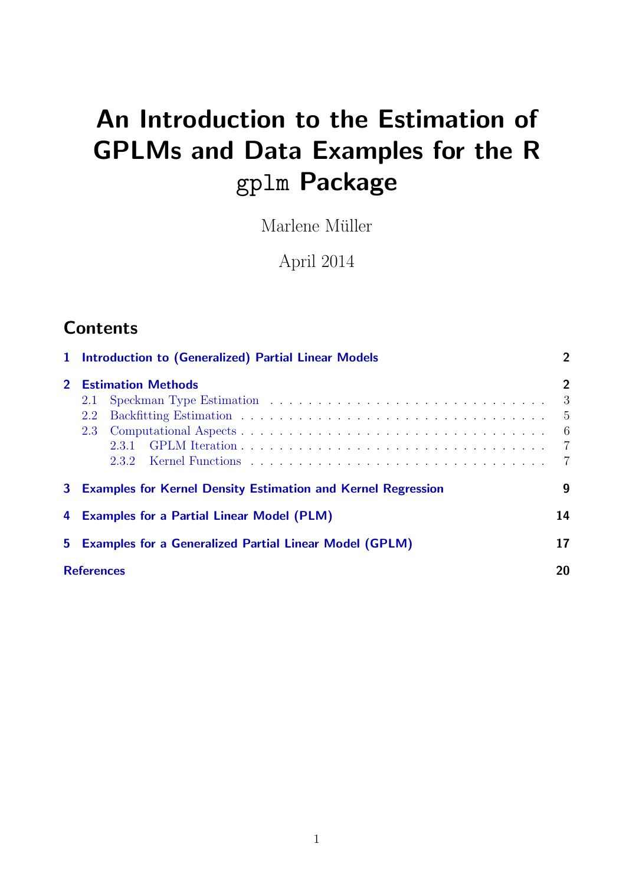# An Introduction to the Estimation of GPLMs and Data Examples for the R `gplm` Package

Marlene Müller

April 2014

## Contents

**1 Introduction to (Generalized) Partial Linear Models** — **2**

**2 Estimation Methods** — **2**

- 2.1 Speckman Type Estimation — 3
- 2.2 Backfitting Estimation — 5
- 2.3 Computational Aspects — 6
  - 2.3.1 GPLM Iteration — 7
  - 2.3.2 Kernel Functions — 7

**3 Examples for Kernel Density Estimation and Kernel Regression** — **9**

**4 Examples for a Partial Linear Model (PLM)** — **14**

**5 Examples for a Generalized Partial Linear Model (GPLM)** — **17**

**References** — **20**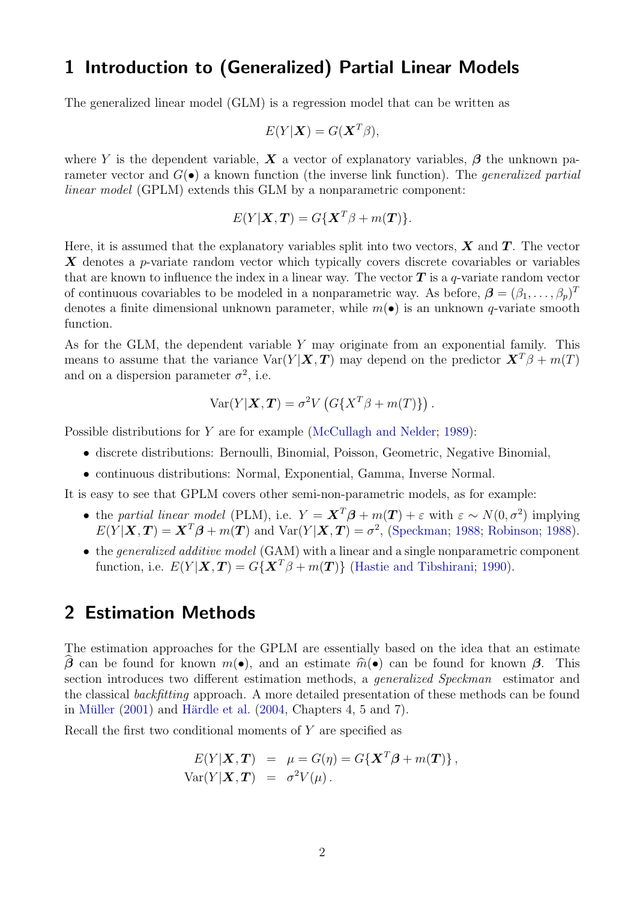## 1 Introduction to (Generalized) Partial Linear Models

The generalized linear model (GLM) is a regression model that can be written as

$$E(Y|\boldsymbol{X}) = G(\boldsymbol{X}^T\beta),$$

where $Y$ is the dependent variable, $\boldsymbol{X}$ a vector of explanatory variables, $\boldsymbol{\beta}$ the unknown parameter vector and $G(\bullet)$ a known function (the inverse link function). The *generalized partial linear model* (GPLM) extends this GLM by a nonparametric component:

$$E(Y|\boldsymbol{X}, \boldsymbol{T}) = G\{\boldsymbol{X}^T\beta + m(\boldsymbol{T})\}.$$

Here, it is assumed that the explanatory variables split into two vectors, $\boldsymbol{X}$ and $\boldsymbol{T}$. The vector $\boldsymbol{X}$ denotes a $p$-variate random vector which typically covers discrete covariables or variables that are known to influence the index in a linear way. The vector $\boldsymbol{T}$ is a $q$-variate random vector of continuous covariables to be modeled in a nonparametric way. As before, $\boldsymbol{\beta} = (\beta_1, \ldots, \beta_p)^T$ denotes a finite dimensional unknown parameter, while $m(\bullet)$ is an unknown $q$-variate smooth function.

As for the GLM, the dependent variable $Y$ may originate from an exponential family. This means to assume that the variance $\text{Var}(Y|\boldsymbol{X}, \boldsymbol{T})$ may depend on the predictor $\boldsymbol{X}^T\beta + m(T)$ and on a dispersion parameter $\sigma^2$, i.e.

$$\text{Var}(Y|\boldsymbol{X}, \boldsymbol{T}) = \sigma^2 V\left(G\{X^T\beta + m(T)\}\right).$$

Possible distributions for $Y$ are for example (McCullagh and Nelder; 1989):

- discrete distributions: Bernoulli, Binomial, Poisson, Geometric, Negative Binomial,
- continuous distributions: Normal, Exponential, Gamma, Inverse Normal.

It is easy to see that GPLM covers other semi-non-parametric models, as for example:

- the *partial linear model* (PLM), i.e. $Y = \boldsymbol{X}^T\boldsymbol{\beta} + m(\boldsymbol{T}) + \varepsilon$ with $\varepsilon \sim N(0, \sigma^2)$ implying $E(Y|\boldsymbol{X}, \boldsymbol{T}) = \boldsymbol{X}^T\boldsymbol{\beta} + m(\boldsymbol{T})$ and $\text{Var}(Y|\boldsymbol{X}, \boldsymbol{T}) = \sigma^2$, (Speckman; 1988; Robinson; 1988).
- the *generalized additive model* (GAM) with a linear and a single nonparametric component function, i.e. $E(Y|\boldsymbol{X}, \boldsymbol{T}) = G\{\boldsymbol{X}^T\beta + m(\boldsymbol{T})\}$ (Hastie and Tibshirani; 1990).

## 2 Estimation Methods

The estimation approaches for the GPLM are essentially based on the idea that an estimate $\widehat{\boldsymbol{\beta}}$ can be found for known $m(\bullet)$, and an estimate $\widehat{m}(\bullet)$ can be found for known $\boldsymbol{\beta}$. This section introduces two different estimation methods, a *generalized Speckman* estimator and the classical *backfitting* approach. A more detailed presentation of these methods can be found in Müller (2001) and Härdle et al. (2004, Chapters 4, 5 and 7).

Recall the first two conditional moments of $Y$ are specified as

$$\begin{aligned}
E(Y|\boldsymbol{X}, \boldsymbol{T}) &= \mu = G(\eta) = G\{\boldsymbol{X}^T\boldsymbol{\beta} + m(\boldsymbol{T})\}, \\
\text{Var}(Y|\boldsymbol{X}, \boldsymbol{T}) &= \sigma^2 V(\mu).
\end{aligned}$$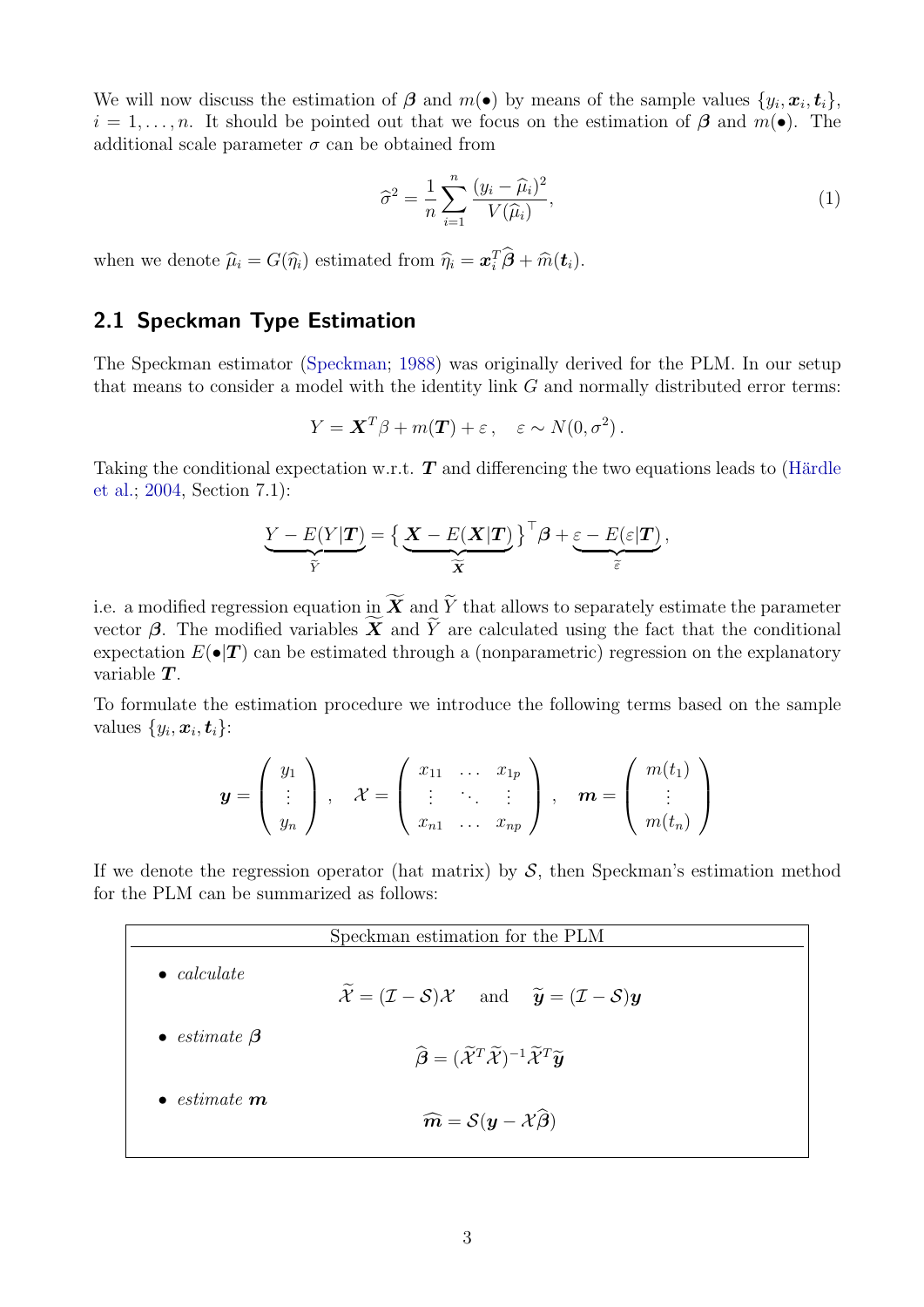We will now discuss the estimation of $\boldsymbol{\beta}$ and $m(\bullet)$ by means of the sample values $\{y_i, \boldsymbol{x}_i, \boldsymbol{t}_i\}$, $i = 1, \ldots, n$. It should be pointed out that we focus on the estimation of $\boldsymbol{\beta}$ and $m(\bullet)$. The additional scale parameter $\sigma$ can be obtained from

$$
\widehat{\sigma}^2 = \frac{1}{n} \sum_{i=1}^{n} \frac{(y_i - \widehat{\mu}_i)^2}{V(\widehat{\mu}_i)}, \tag{1}
$$

when we denote $\widehat{\mu}_i = G(\widehat{\eta}_i)$ estimated from $\widehat{\eta}_i = \boldsymbol{x}_i^T \widehat{\boldsymbol{\beta}} + \widehat{m}(\boldsymbol{t}_i)$.

## 2.1 Speckman Type Estimation

The Speckman estimator (Speckman; 1988) was originally derived for the PLM. In our setup that means to consider a model with the identity link $G$ and normally distributed error terms:

$$
Y = \boldsymbol{X}^T \beta + m(\boldsymbol{T}) + \varepsilon \,, \quad \varepsilon \sim N(0, \sigma^2) \,.
$$

Taking the conditional expectation w.r.t. $\boldsymbol{T}$ and differencing the two equations leads to (Härdle et al.; 2004, Section 7.1):

$$
\underbrace{Y - E(Y|\boldsymbol{T})}_{\widetilde{Y}} = \big\{ \underbrace{\boldsymbol{X} - E(\boldsymbol{X}|\boldsymbol{T})}_{\widetilde{\boldsymbol{X}}} \big\}^\top \boldsymbol{\beta} + \underbrace{\varepsilon - E(\varepsilon|\boldsymbol{T})}_{\widetilde{\varepsilon}} ,
$$

i.e. a modified regression equation in $\widetilde{\boldsymbol{X}}$ and $\widetilde{Y}$ that allows to separately estimate the parameter vector $\boldsymbol{\beta}$. The modified variables $\widetilde{\boldsymbol{X}}$ and $\widetilde{Y}$ are calculated using the fact that the conditional expectation $E(\bullet|\boldsymbol{T})$ can be estimated through a (nonparametric) regression on the explanatory variable $\boldsymbol{T}$.

To formulate the estimation procedure we introduce the following terms based on the sample values $\{y_i, \boldsymbol{x}_i, \boldsymbol{t}_i\}$:

$$
\boldsymbol{y} = \begin{pmatrix} y_1 \\ \vdots \\ y_n \end{pmatrix} , \quad \mathcal{X} = \begin{pmatrix} x_{11} & \ldots & x_{1p} \\ \vdots & \ddots & \vdots \\ x_{n1} & \ldots & x_{np} \end{pmatrix} , \quad \boldsymbol{m} = \begin{pmatrix} m(t_1) \\ \vdots \\ m(t_n) \end{pmatrix}
$$

If we denote the regression operator (hat matrix) by $\mathcal{S}$, then Speckman's estimation method for the PLM can be summarized as follows:

**Speckman estimation for the PLM**

- *calculate*

$$
\widetilde{\mathcal{X}} = (\mathcal{I} - \mathcal{S})\mathcal{X} \quad \text{and} \quad \widetilde{\boldsymbol{y}} = (\mathcal{I} - \mathcal{S})\boldsymbol{y}
$$

- *estimate* $\boldsymbol{\beta}$

$$
\widehat{\boldsymbol{\beta}} = (\widetilde{\mathcal{X}}^T \widetilde{\mathcal{X}})^{-1} \widetilde{\mathcal{X}}^T \widetilde{\boldsymbol{y}}
$$

- *estimate* $\boldsymbol{m}$

$$
\widehat{\boldsymbol{m}} = \mathcal{S}(\boldsymbol{y} - \mathcal{X}\widehat{\boldsymbol{\beta}})
$$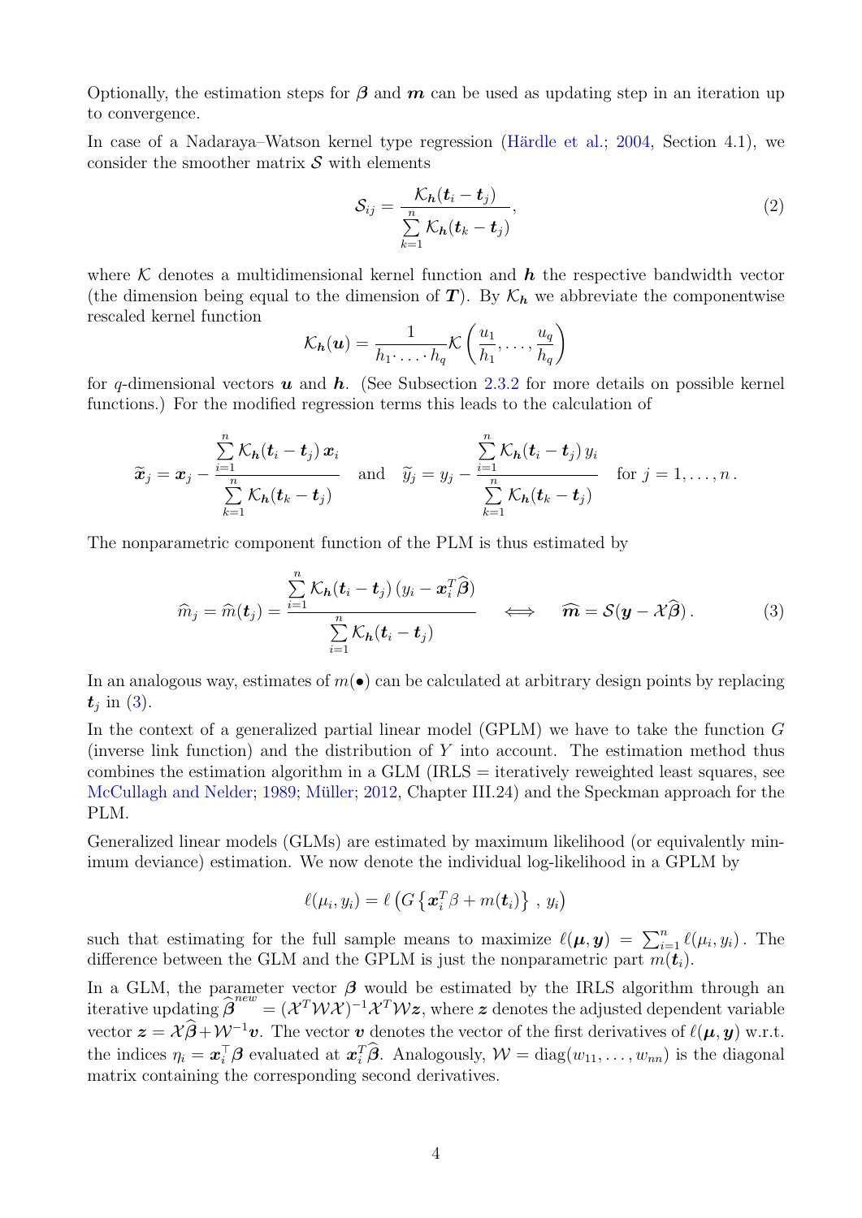Optionally, the estimation steps for $\boldsymbol{\beta}$ and $\boldsymbol{m}$ can be used as updating step in an iteration up to convergence.

In case of a Nadaraya–Watson kernel type regression (Härdle et al.; 2004, Section 4.1), we consider the smoother matrix $\mathcal{S}$ with elements

$$\mathcal{S}_{ij} = \frac{\mathcal{K}_{\boldsymbol{h}}(\boldsymbol{t}_i - \boldsymbol{t}_j)}{\sum\limits_{k=1}^{n} \mathcal{K}_{\boldsymbol{h}}(\boldsymbol{t}_k - \boldsymbol{t}_j)}, \tag{2}$$

where $\mathcal{K}$ denotes a multidimensional kernel function and $\boldsymbol{h}$ the respective bandwidth vector (the dimension being equal to the dimension of $\boldsymbol{T}$). By $\mathcal{K}_{\boldsymbol{h}}$ we abbreviate the componentwise rescaled kernel function

$$\mathcal{K}_{\boldsymbol{h}}(\boldsymbol{u}) = \frac{1}{h_1 \cdot \ldots \cdot h_q} \mathcal{K}\left(\frac{u_1}{h_1}, \ldots, \frac{u_q}{h_q}\right)$$

for $q$-dimensional vectors $\boldsymbol{u}$ and $\boldsymbol{h}$. (See Subsection 2.3.2 for more details on possible kernel functions.) For the modified regression terms this leads to the calculation of

$$\widetilde{\boldsymbol{x}}_j = \boldsymbol{x}_j - \frac{\sum\limits_{i=1}^{n} \mathcal{K}_{\boldsymbol{h}}(\boldsymbol{t}_i - \boldsymbol{t}_j)\, \boldsymbol{x}_i}{\sum\limits_{k=1}^{n} \mathcal{K}_{\boldsymbol{h}}(\boldsymbol{t}_k - \boldsymbol{t}_j)} \quad \text{and} \quad \widetilde{y}_j = y_j - \frac{\sum\limits_{i=1}^{n} \mathcal{K}_{\boldsymbol{h}}(\boldsymbol{t}_i - \boldsymbol{t}_j)\, y_i}{\sum\limits_{k=1}^{n} \mathcal{K}_{\boldsymbol{h}}(\boldsymbol{t}_k - \boldsymbol{t}_j)} \quad \text{for } j = 1, \ldots, n\,.$$

The nonparametric component function of the PLM is thus estimated by

$$\widehat{m}_j = \widehat{m}(\boldsymbol{t}_j) = \frac{\sum\limits_{i=1}^{n} \mathcal{K}_{\boldsymbol{h}}(\boldsymbol{t}_i - \boldsymbol{t}_j)\, (y_i - \boldsymbol{x}_i^T \widehat{\boldsymbol{\beta}})}{\sum\limits_{i=1}^{n} \mathcal{K}_{\boldsymbol{h}}(\boldsymbol{t}_i - \boldsymbol{t}_j)} \quad \Longleftrightarrow \quad \widehat{\boldsymbol{m}} = \mathcal{S}(\boldsymbol{y} - \mathcal{X}\widehat{\boldsymbol{\beta}})\,. \tag{3}$$

In an analogous way, estimates of $m(\bullet)$ can be calculated at arbitrary design points by replacing $\boldsymbol{t}_j$ in (3).

In the context of a generalized partial linear model (GPLM) we have to take the function $G$ (inverse link function) and the distribution of $Y$ into account. The estimation method thus combines the estimation algorithm in a GLM (IRLS = iteratively reweighted least squares, see McCullagh and Nelder; 1989; Müller; 2012, Chapter III.24) and the Speckman approach for the PLM.

Generalized linear models (GLMs) are estimated by maximum likelihood (or equivalently minimum deviance) estimation. We now denote the individual log-likelihood in a GPLM by

$$\ell(\mu_i, y_i) = \ell\left(G\left\{\boldsymbol{x}_i^T \beta + m(\boldsymbol{t}_i)\right\}\,,\, y_i\right)$$

such that estimating for the full sample means to maximize $\ell(\boldsymbol{\mu}, \boldsymbol{y}) = \sum_{i=1}^{n} \ell(\mu_i, y_i)$. The difference between the GLM and the GPLM is just the nonparametric part $m(\boldsymbol{t}_i)$.

In a GLM, the parameter vector $\boldsymbol{\beta}$ would be estimated by the IRLS algorithm through an iterative updating $\widehat{\boldsymbol{\beta}}^{new} = (\mathcal{X}^T \mathcal{W} \mathcal{X})^{-1} \mathcal{X}^T \mathcal{W} \boldsymbol{z}$, where $\boldsymbol{z}$ denotes the adjusted dependent variable vector $\boldsymbol{z} = \mathcal{X}\widehat{\boldsymbol{\beta}} + \mathcal{W}^{-1}\boldsymbol{v}$. The vector $\boldsymbol{v}$ denotes the vector of the first derivatives of $\ell(\boldsymbol{\mu}, \boldsymbol{y})$ w.r.t. the indices $\eta_i = \boldsymbol{x}_i^\top \boldsymbol{\beta}$ evaluated at $\boldsymbol{x}_i^T \widehat{\boldsymbol{\beta}}$. Analogously, $\mathcal{W} = \text{diag}(w_{11}, \ldots, w_{nn})$ is the diagonal matrix containing the corresponding second derivatives.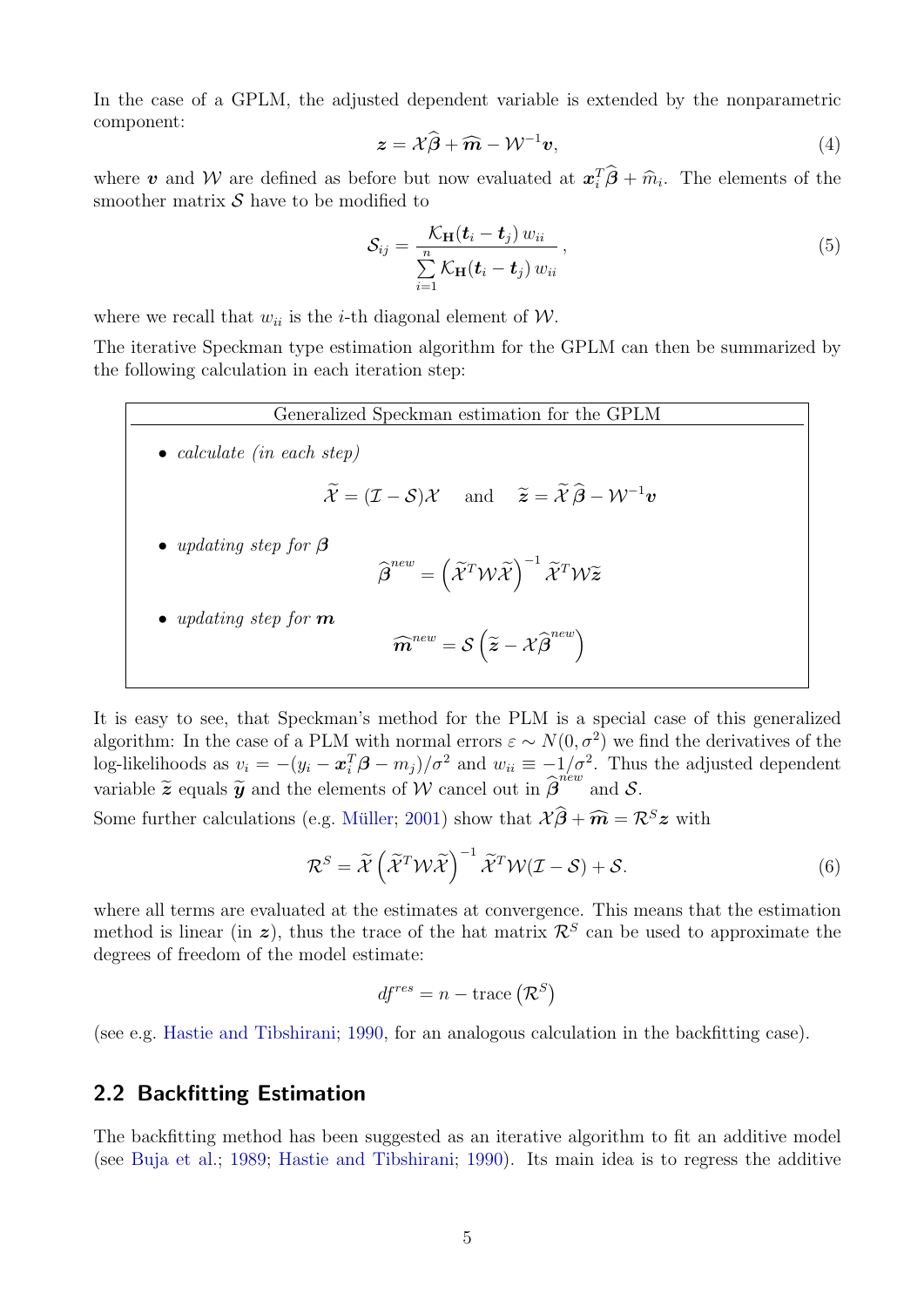In the case of a GPLM, the adjusted dependent variable is extended by the nonparametric component:

$$\boldsymbol{z} = \mathcal{X}\widehat{\boldsymbol{\beta}} + \widehat{\boldsymbol{m}} - \mathcal{W}^{-1}\boldsymbol{v}, \tag{4}$$

where $\boldsymbol{v}$ and $\mathcal{W}$ are defined as before but now evaluated at $\boldsymbol{x}_i^T\widehat{\boldsymbol{\beta}} + \widehat{m}_i$. The elements of the smoother matrix $\mathcal{S}$ have to be modified to

$$\mathcal{S}_{ij} = \frac{\mathcal{K}_{\mathbf{H}}(\boldsymbol{t}_i - \boldsymbol{t}_j)\, w_{ii}}{\sum\limits_{i=1}^{n} \mathcal{K}_{\mathbf{H}}(\boldsymbol{t}_i - \boldsymbol{t}_j)\, w_{ii}}\,, \tag{5}$$

where we recall that $w_{ii}$ is the $i$-th diagonal element of $\mathcal{W}$.

The iterative Speckman type estimation algorithm for the GPLM can then be summarized by the following calculation in each iteration step:

---

Generalized Speckman estimation for the GPLM

- *calculate (in each step)*

$$\widetilde{\mathcal{X}} = (\mathcal{I} - \mathcal{S})\mathcal{X} \quad \text{and} \quad \widetilde{\boldsymbol{z}} = \widetilde{\mathcal{X}}\,\widehat{\boldsymbol{\beta}} - \mathcal{W}^{-1}\boldsymbol{v}$$

- *updating step for* $\boldsymbol{\beta}$

$$\widehat{\boldsymbol{\beta}}^{new} = \left(\widetilde{\mathcal{X}}^T \mathcal{W} \widetilde{\mathcal{X}}\right)^{-1} \widetilde{\mathcal{X}}^T \mathcal{W} \widetilde{\boldsymbol{z}}$$

- *updating step for* $\boldsymbol{m}$

$$\widehat{\boldsymbol{m}}^{new} = \mathcal{S}\left(\widetilde{\boldsymbol{z}} - \mathcal{X}\widehat{\boldsymbol{\beta}}^{new}\right)$$

---

It is easy to see, that Speckman's method for the PLM is a special case of this generalized algorithm: In the case of a PLM with normal errors $\varepsilon \sim N(0, \sigma^2)$ we find the derivatives of the log-likelihoods as $v_i = -(y_i - \boldsymbol{x}_i^T\boldsymbol{\beta} - m_j)/\sigma^2$ and $w_{ii} \equiv -1/\sigma^2$. Thus the adjusted dependent variable $\widetilde{\boldsymbol{z}}$ equals $\widetilde{\boldsymbol{y}}$ and the elements of $\mathcal{W}$ cancel out in $\widehat{\boldsymbol{\beta}}^{new}$ and $\mathcal{S}$.

Some further calculations (e.g. Müller; 2001) show that $\mathcal{X}\widehat{\boldsymbol{\beta}} + \widehat{\boldsymbol{m}} = \mathcal{R}^S\boldsymbol{z}$ with

$$\mathcal{R}^S = \widetilde{\mathcal{X}}\left(\widetilde{\mathcal{X}}^T \mathcal{W} \widetilde{\mathcal{X}}\right)^{-1} \widetilde{\mathcal{X}}^T \mathcal{W}(\mathcal{I} - \mathcal{S}) + \mathcal{S}. \tag{6}$$

where all terms are evaluated at the estimates at convergence. This means that the estimation method is linear (in $\boldsymbol{z}$), thus the trace of the hat matrix $\mathcal{R}^S$ can be used to approximate the degrees of freedom of the model estimate:

$$df^{res} = n - \operatorname{trace}\left(\mathcal{R}^S\right)$$

(see e.g. Hastie and Tibshirani; 1990, for an analogous calculation in the backfitting case).

## 2.2 Backfitting Estimation

The backfitting method has been suggested as an iterative algorithm to fit an additive model (see Buja et al.; 1989; Hastie and Tibshirani; 1990). Its main idea is to regress the additive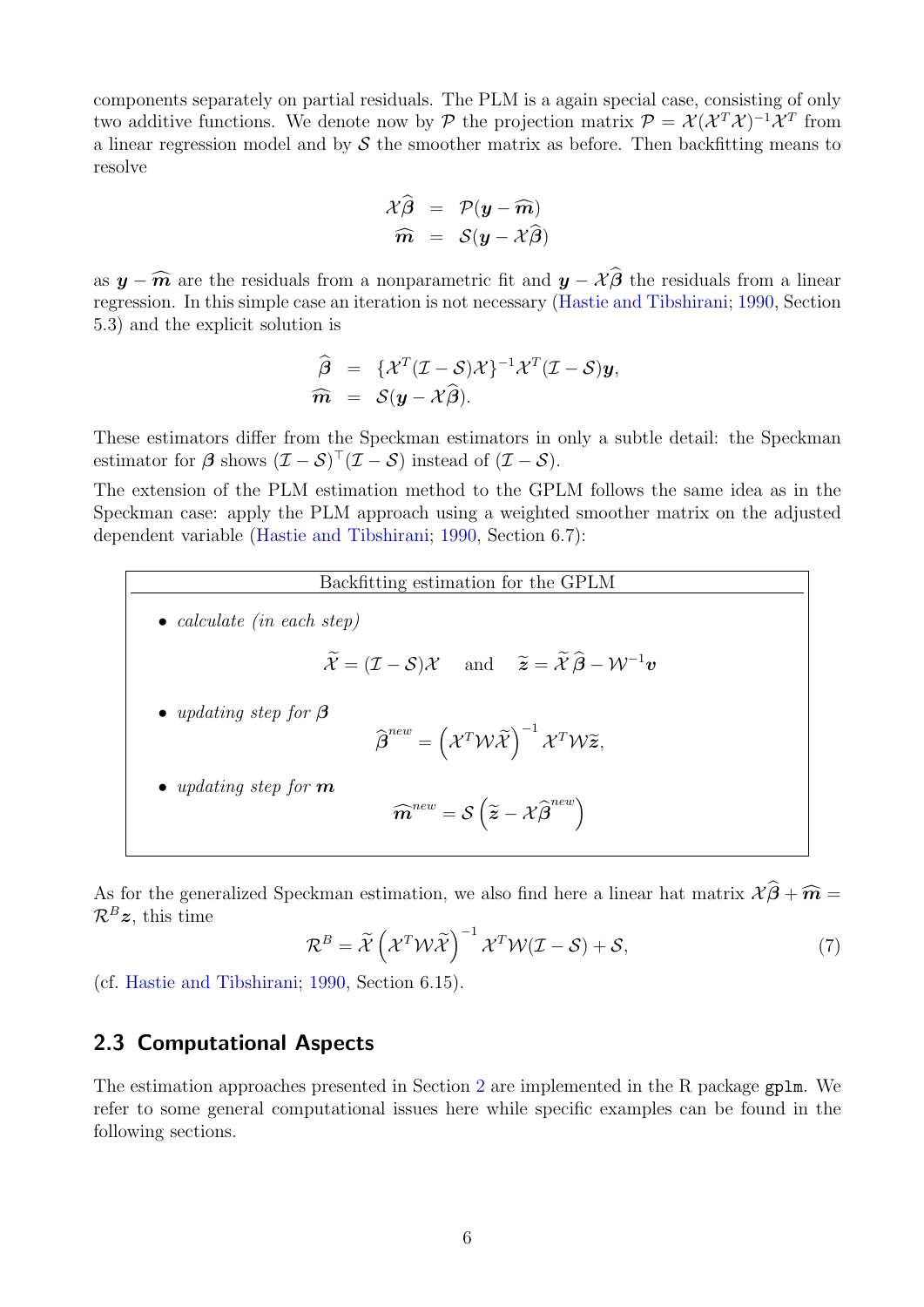components separately on partial residuals. The PLM is a again special case, consisting of only two additive functions. We denote now by $\mathcal{P}$ the projection matrix $\mathcal{P} = \mathcal{X}(\mathcal{X}^T\mathcal{X})^{-1}\mathcal{X}^T$ from a linear regression model and by $\mathcal{S}$ the smoother matrix as before. Then backfitting means to resolve

$$
\begin{aligned}
\mathcal{X}\widehat{\boldsymbol{\beta}} &= \mathcal{P}(\boldsymbol{y} - \widehat{\boldsymbol{m}}) \\
\widehat{\boldsymbol{m}} &= \mathcal{S}(\boldsymbol{y} - \mathcal{X}\widehat{\boldsymbol{\beta}})
\end{aligned}
$$

as $\boldsymbol{y} - \widehat{\boldsymbol{m}}$ are the residuals from a nonparametric fit and $\boldsymbol{y} - \mathcal{X}\widehat{\boldsymbol{\beta}}$ the residuals from a linear regression. In this simple case an iteration is not necessary (Hastie and Tibshirani; 1990, Section 5.3) and the explicit solution is

$$
\begin{aligned}
\widehat{\boldsymbol{\beta}} &= \{\mathcal{X}^T(\mathcal{I} - \mathcal{S})\mathcal{X}\}^{-1}\mathcal{X}^T(\mathcal{I} - \mathcal{S})\boldsymbol{y}, \\
\widehat{\boldsymbol{m}} &= \mathcal{S}(\boldsymbol{y} - \mathcal{X}\widehat{\boldsymbol{\beta}}).
\end{aligned}
$$

These estimators differ from the Speckman estimators in only a subtle detail: the Speckman estimator for $\boldsymbol{\beta}$ shows $(\mathcal{I} - \mathcal{S})^\top(\mathcal{I} - \mathcal{S})$ instead of $(\mathcal{I} - \mathcal{S})$.

The extension of the PLM estimation method to the GPLM follows the same idea as in the Speckman case: apply the PLM approach using a weighted smoother matrix on the adjusted dependent variable (Hastie and Tibshirani; 1990, Section 6.7):

**Backfitting estimation for the GPLM**

- *calculate (in each step)*

$$
\widetilde{\mathcal{X}} = (\mathcal{I} - \mathcal{S})\mathcal{X} \quad \text{and} \quad \widetilde{\boldsymbol{z}} = \widetilde{\mathcal{X}}\,\widehat{\boldsymbol{\beta}} - \mathcal{W}^{-1}\boldsymbol{v}
$$

- *updating step for $\boldsymbol{\beta}$*

$$
\widehat{\boldsymbol{\beta}}^{new} = \left(\mathcal{X}^T\mathcal{W}\widetilde{\mathcal{X}}\right)^{-1}\mathcal{X}^T\mathcal{W}\widetilde{\boldsymbol{z}},
$$

- *updating step for $\boldsymbol{m}$*

$$
\widehat{\boldsymbol{m}}^{new} = \mathcal{S}\left(\widetilde{\boldsymbol{z}} - \mathcal{X}\widehat{\boldsymbol{\beta}}^{new}\right)
$$

As for the generalized Speckman estimation, we also find here a linear hat matrix $\mathcal{X}\widehat{\boldsymbol{\beta}} + \widehat{\boldsymbol{m}} = \mathcal{R}^B\boldsymbol{z}$, this time

$$
\mathcal{R}^B = \widetilde{\mathcal{X}}\left(\mathcal{X}^T\mathcal{W}\widetilde{\mathcal{X}}\right)^{-1}\mathcal{X}^T\mathcal{W}(\mathcal{I} - \mathcal{S}) + \mathcal{S}, \tag{7}
$$

(cf. Hastie and Tibshirani; 1990, Section 6.15).

## 2.3 Computational Aspects

The estimation approaches presented in Section 2 are implemented in the R package `gplm`. We refer to some general computational issues here while specific examples can be found in the following sections.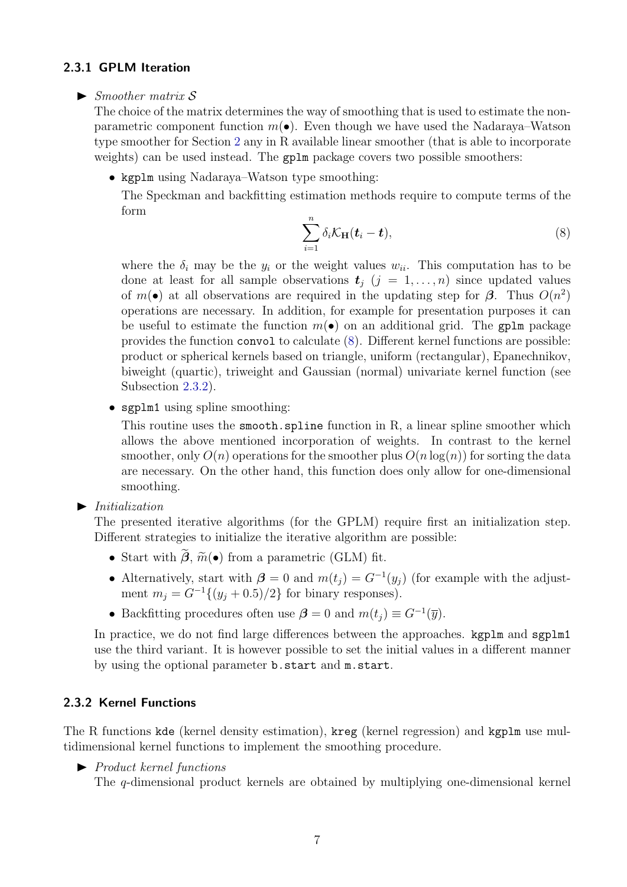### 2.3.1 GPLM Iteration

► *Smoother matrix $\mathcal{S}$*

The choice of the matrix determines the way of smoothing that is used to estimate the nonparametric component function $m(\bullet)$. Even though we have used the Nadaraya–Watson type smoother for Section 2 any in R available linear smoother (that is able to incorporate weights) can be used instead. The `gplm` package covers two possible smoothers:

- `kgplm` using Nadaraya–Watson type smoothing:

  The Speckman and backfitting estimation methods require to compute terms of the form

  $$\sum_{i=1}^{n} \delta_i \mathcal{K}_{\mathbf{H}}(\boldsymbol{t}_i - \boldsymbol{t}), \tag{8}$$

  where the $\delta_i$ may be the $y_i$ or the weight values $w_{ii}$. This computation has to be done at least for all sample observations $\boldsymbol{t}_j$ $(j = 1, \ldots, n)$ since updated values of $m(\bullet)$ at all observations are required in the updating step for $\boldsymbol{\beta}$. Thus $O(n^2)$ operations are necessary. In addition, for example for presentation purposes it can be useful to estimate the function $m(\bullet)$ on an additional grid. The `gplm` package provides the function `convol` to calculate (8). Different kernel functions are possible: product or spherical kernels based on triangle, uniform (rectangular), Epanechnikov, biweight (quartic), triweight and Gaussian (normal) univariate kernel function (see Subsection 2.3.2).

- `sgplm1` using spline smoothing:

  This routine uses the `smooth.spline` function in R, a linear spline smoother which allows the above mentioned incorporation of weights. In contrast to the kernel smoother, only $O(n)$ operations for the smoother plus $O(n \log(n))$ for sorting the data are necessary. On the other hand, this function does only allow for one-dimensional smoothing.

► *Initialization*

The presented iterative algorithms (for the GPLM) require first an initialization step. Different strategies to initialize the iterative algorithm are possible:

- Start with $\widetilde{\boldsymbol{\beta}}$, $\widetilde{m}(\bullet)$ from a parametric (GLM) fit.
- Alternatively, start with $\boldsymbol{\beta} = 0$ and $m(t_j) = G^{-1}(y_j)$ (for example with the adjustment $m_j = G^{-1}\{(y_j + 0.5)/2\}$ for binary responses).
- Backfitting procedures often use $\boldsymbol{\beta} = 0$ and $m(t_j) \equiv G^{-1}(\overline{y})$.

In practice, we do not find large differences between the approaches. `kgplm` and `sgplm1` use the third variant. It is however possible to set the initial values in a different manner by using the optional parameter `b.start` and `m.start`.

### 2.3.2 Kernel Functions

The R functions `kde` (kernel density estimation), `kreg` (kernel regression) and `kgplm` use multidimensional kernel functions to implement the smoothing procedure.

► *Product kernel functions*

The $q$-dimensional product kernels are obtained by multiplying one-dimensional kernel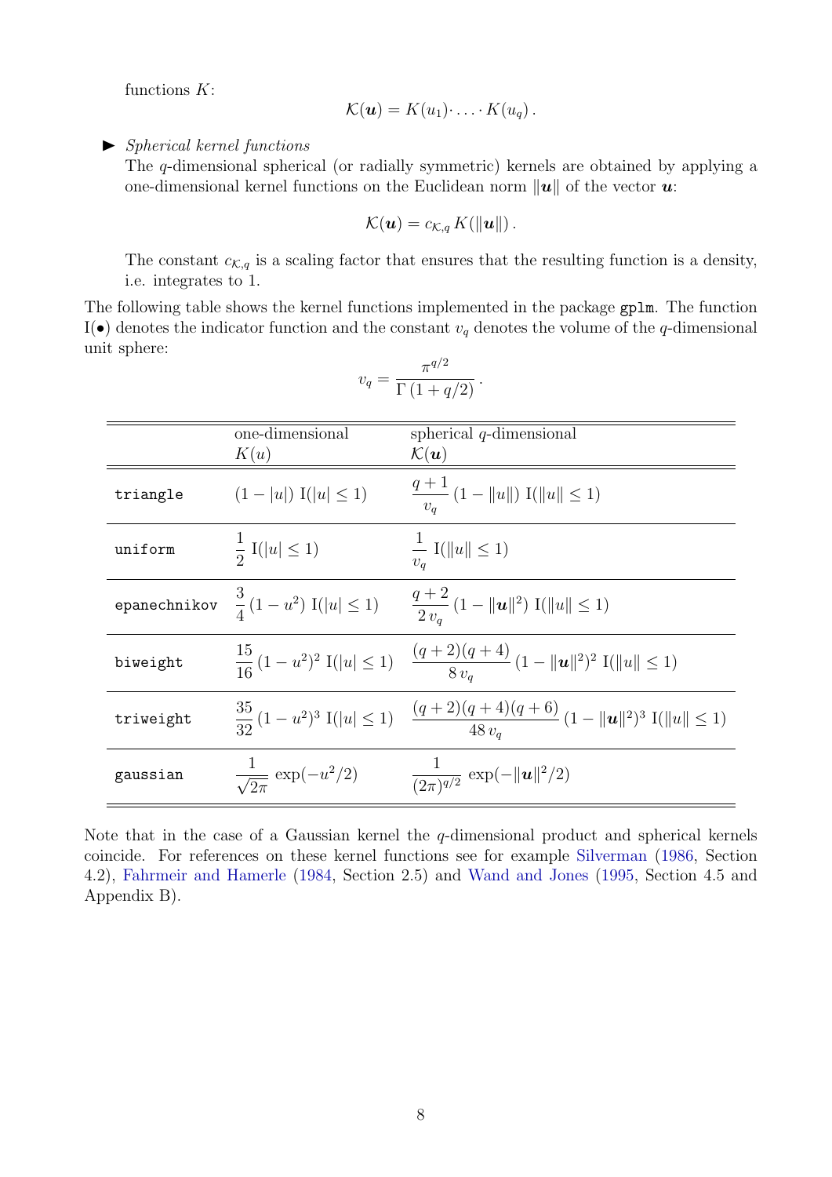functions $K$:

$$\mathcal{K}(\boldsymbol{u}) = K(u_1) \cdot \ldots \cdot K(u_q) \,.$$

- ► *Spherical kernel functions*
  The $q$-dimensional spherical (or radially symmetric) kernels are obtained by applying a one-dimensional kernel functions on the Euclidean norm $\|\boldsymbol{u}\|$ of the vector $\boldsymbol{u}$:

$$\mathcal{K}(\boldsymbol{u}) = c_{\mathcal{K},q} \, K(\|\boldsymbol{u}\|) \,.$$

  The constant $c_{\mathcal{K},q}$ is a scaling factor that ensures that the resulting function is a density, i.e. integrates to 1.

The following table shows the kernel functions implemented in the package `gplm`. The function $\mathrm{I}(\bullet)$ denotes the indicator function and the constant $v_q$ denotes the volume of the $q$-dimensional unit sphere:

$$v_q = \frac{\pi^{q/2}}{\Gamma\left(1 + q/2\right)} \,.$$

| | one-dimensional $K(u)$ | spherical $q$-dimensional $\mathcal{K}(\boldsymbol{u})$ |
|---|---|---|
| `triangle` | $(1 - \lvert u \rvert) \; \mathrm{I}(\lvert u \rvert \leq 1)$ | $\dfrac{q+1}{v_q} \, (1 - \|u\|) \; \mathrm{I}(\|u\| \leq 1)$ |
| `uniform` | $\dfrac{1}{2} \; \mathrm{I}(\lvert u \rvert \leq 1)$ | $\dfrac{1}{v_q} \; \mathrm{I}(\|u\| \leq 1)$ |
| `epanechnikov` | $\dfrac{3}{4} \, (1 - u^2) \; \mathrm{I}(\lvert u \rvert \leq 1)$ | $\dfrac{q+2}{2\, v_q} \, (1 - \|\boldsymbol{u}\|^2) \; \mathrm{I}(\|u\| \leq 1)$ |
| `biweight` | $\dfrac{15}{16} \, (1 - u^2)^2 \; \mathrm{I}(\lvert u \rvert \leq 1)$ | $\dfrac{(q+2)(q+4)}{8\, v_q} \, (1 - \|\boldsymbol{u}\|^2)^2 \; \mathrm{I}(\|u\| \leq 1)$ |
| `triweight` | $\dfrac{35}{32} \, (1 - u^2)^3 \; \mathrm{I}(\lvert u \rvert \leq 1)$ | $\dfrac{(q+2)(q+4)(q+6)}{48\, v_q} \, (1 - \|\boldsymbol{u}\|^2)^3 \; \mathrm{I}(\|u\| \leq 1)$ |
| `gaussian` | $\dfrac{1}{\sqrt{2\pi}} \, \exp(-u^2/2)$ | $\dfrac{1}{(2\pi)^{q/2}} \, \exp(-\|\boldsymbol{u}\|^2/2)$ |

Note that in the case of a Gaussian kernel the $q$-dimensional product and spherical kernels coincide. For references on these kernel functions see for example Silverman (1986, Section 4.2), Fahrmeir and Hamerle (1984, Section 2.5) and Wand and Jones (1995, Section 4.5 and Appendix B).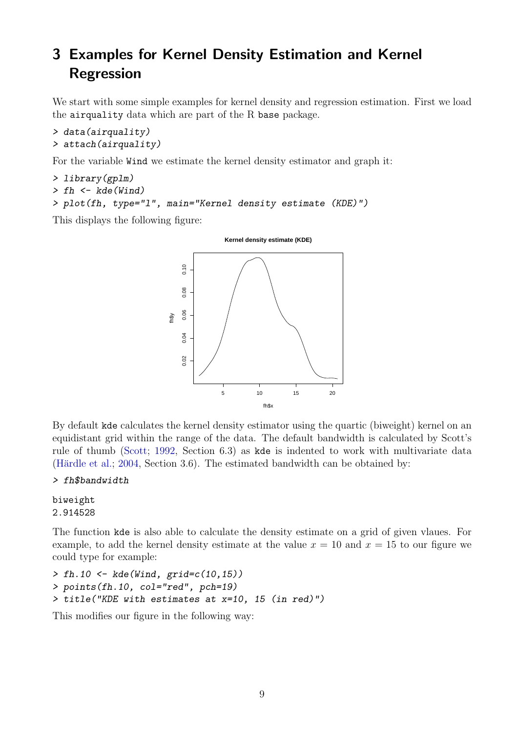# 3 Examples for Kernel Density Estimation and Kernel Regression

We start with some simple examples for kernel density and regression estimation. First we load the airquality data which are part of the R base package.

```
> data(airquality)
> attach(airquality)
```

For the variable Wind we estimate the kernel density estimator and graph it:

```
> library(gplm)
> fh <- kde(Wind)
> plot(fh, type="l", main="Kernel density estimate (KDE)")
```

This displays the following figure:

By default kde calculates the kernel density estimator using the quartic (biweight) kernel on an equidistant grid within the range of the data. The default bandwidth is calculated by Scott's rule of thumb (Scott; 1992, Section 6.3) as kde is indented to work with multivariate data (Härdle et al.; 2004, Section 3.6). The estimated bandwidth can be obtained by:

```
> fh$bandwidth
```

```
biweight
2.914528
```

The function kde is also able to calculate the density estimate on a grid of given vlaues. For example, to add the kernel density estimate at the value $x = 10$ and $x = 15$ to our figure we could type for example:

```
> fh.10 <- kde(Wind, grid=c(10,15))
> points(fh.10, col="red", pch=19)
> title("KDE with estimates at x=10, 15 (in red)")
```

This modifies our figure in the following way: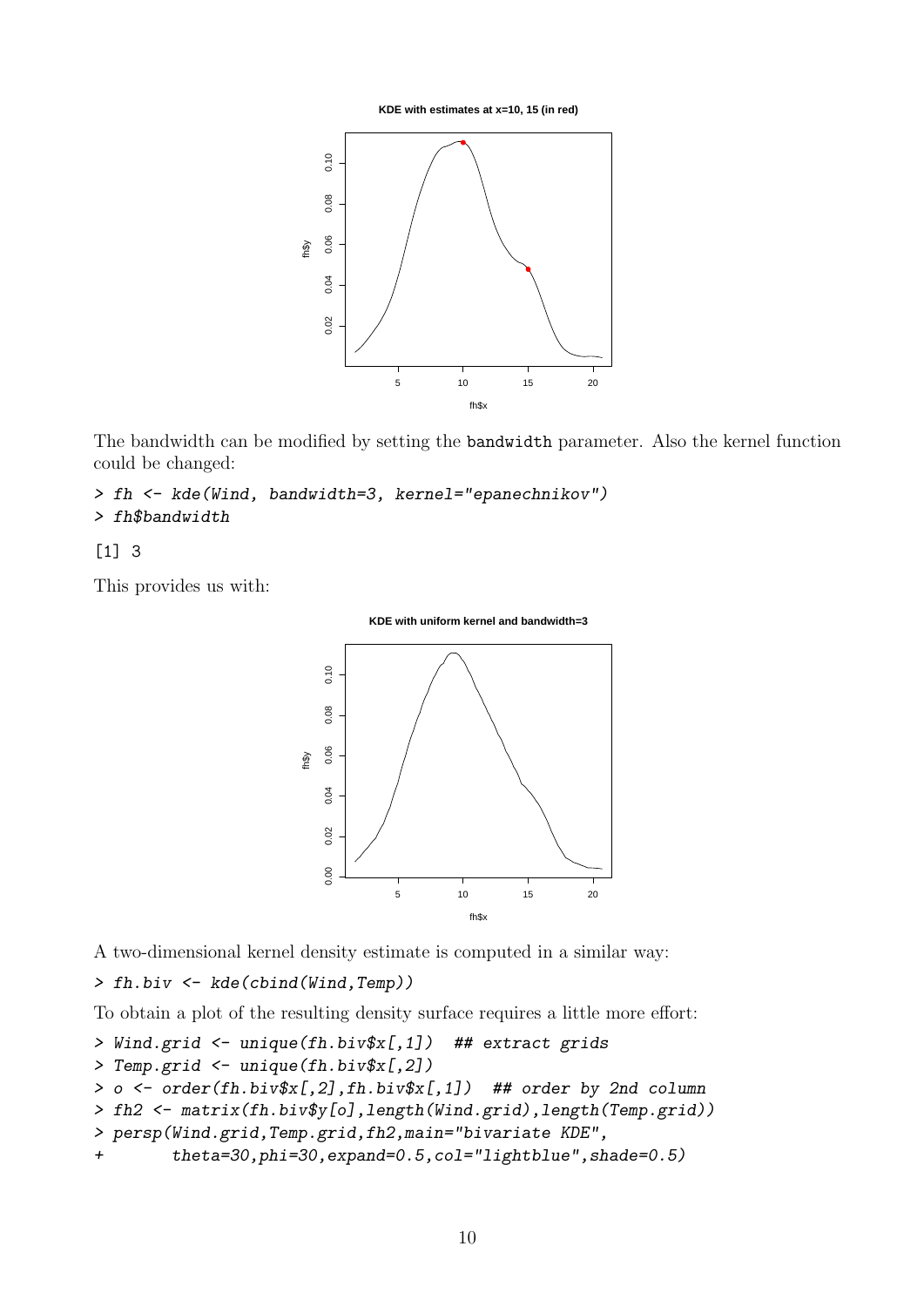The bandwidth can be modified by setting the `bandwidth` parameter. Also the kernel function could be changed:

```
> fh <- kde(Wind, bandwidth=3, kernel="epanechnikov")
> fh$bandwidth
```

```
[1] 3
```

This provides us with:

A two-dimensional kernel density estimate is computed in a similar way:

```
> fh.biv <- kde(cbind(Wind,Temp))
```

To obtain a plot of the resulting density surface requires a little more effort:

```
> Wind.grid <- unique(fh.biv$x[,1])  ## extract grids
> Temp.grid <- unique(fh.biv$x[,2])
> o <- order(fh.biv$x[,2],fh.biv$x[,1])  ## order by 2nd column
> fh2 <- matrix(fh.biv$y[o],length(Wind.grid),length(Temp.grid))
> persp(Wind.grid,Temp.grid,fh2,main="bivariate KDE",
+       theta=30,phi=30,expand=0.5,col="lightblue",shade=0.5)
```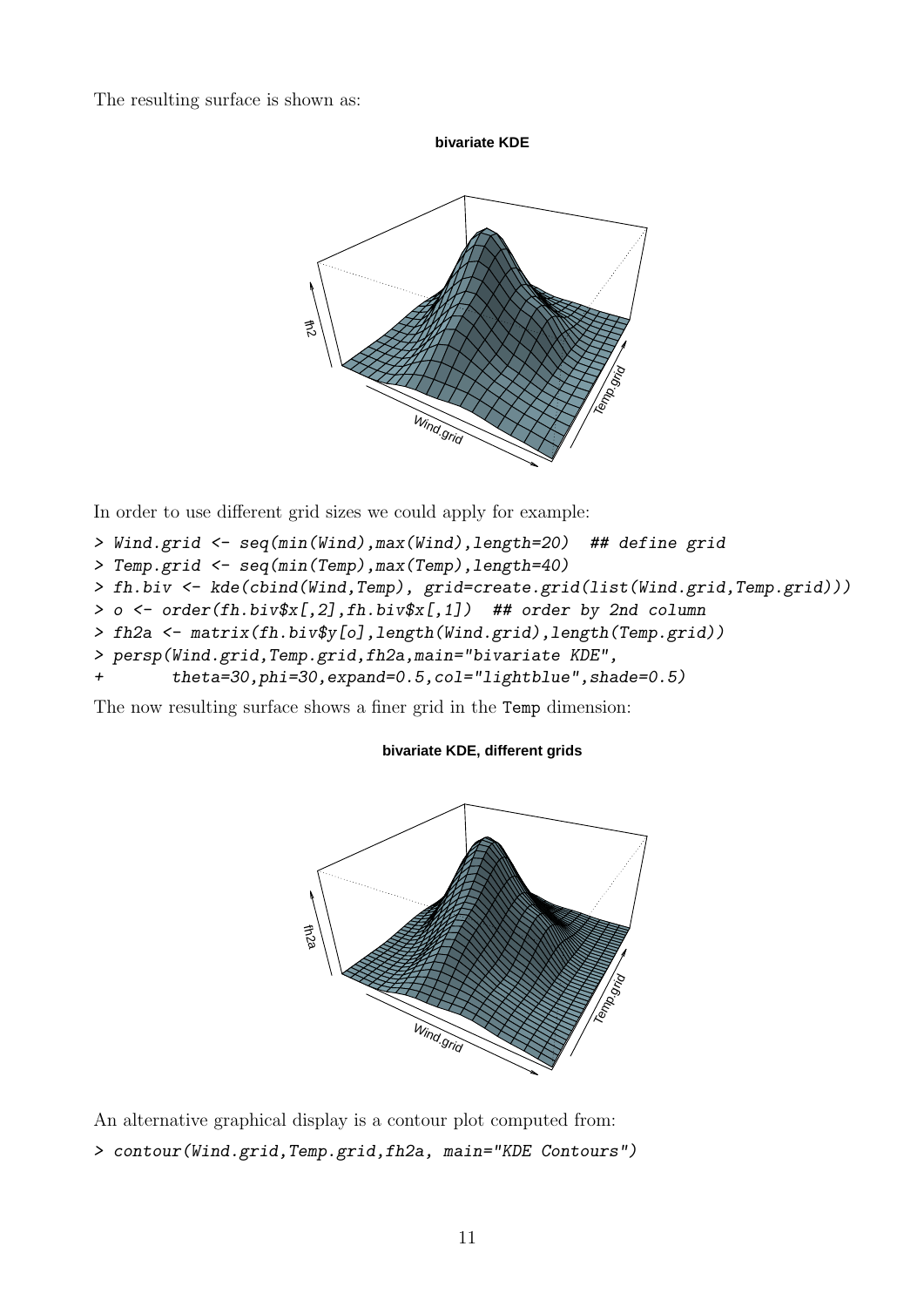The resulting surface is shown as:

In order to use different grid sizes we could apply for example:

```
> Wind.grid <- seq(min(Wind),max(Wind),length=20)  ## define grid
> Temp.grid <- seq(min(Temp),max(Temp),length=40)
> fh.biv <- kde(cbind(Wind,Temp), grid=create.grid(list(Wind.grid,Temp.grid)))
> o <- order(fh.biv$x[,2],fh.biv$x[,1])  ## order by 2nd column
> fh2a <- matrix(fh.biv$y[o],length(Wind.grid),length(Temp.grid))
> persp(Wind.grid,Temp.grid,fh2a,main="bivariate KDE",
+       theta=30,phi=30,expand=0.5,col="lightblue",shade=0.5)
```

The now resulting surface shows a finer grid in the Temp dimension:

An alternative graphical display is a contour plot computed from:

```
> contour(Wind.grid,Temp.grid,fh2a, main="KDE Contours")
```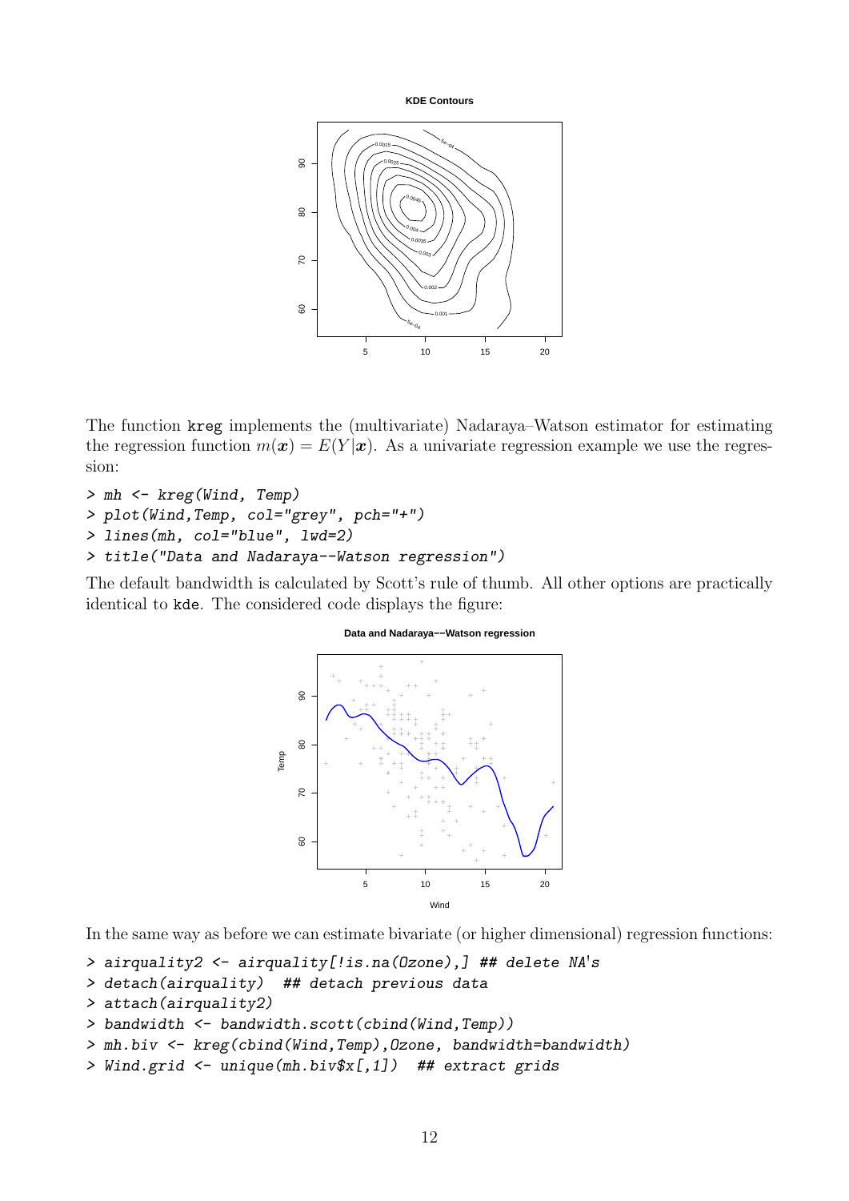The function kreg implements the (multivariate) Nadaraya–Watson estimator for estimating the regression function $m(\boldsymbol{x}) = E(Y|\boldsymbol{x})$. As a univariate regression example we use the regression:

```
> mh <- kreg(Wind, Temp)
> plot(Wind,Temp, col="grey", pch="+")
> lines(mh, col="blue", lwd=2)
> title("Data and Nadaraya--Watson regression")
```

The default bandwidth is calculated by Scott's rule of thumb. All other options are practically identical to kde. The considered code displays the figure:

In the same way as before we can estimate bivariate (or higher dimensional) regression functions:

```
> airquality2 <- airquality[!is.na(Ozone),] ## delete NA's
> detach(airquality)  ## detach previous data
> attach(airquality2)
> bandwidth <- bandwidth.scott(cbind(Wind,Temp))
> mh.biv <- kreg(cbind(Wind,Temp),Ozone, bandwidth=bandwidth)
> Wind.grid <- unique(mh.biv$x[,1])  ## extract grids
```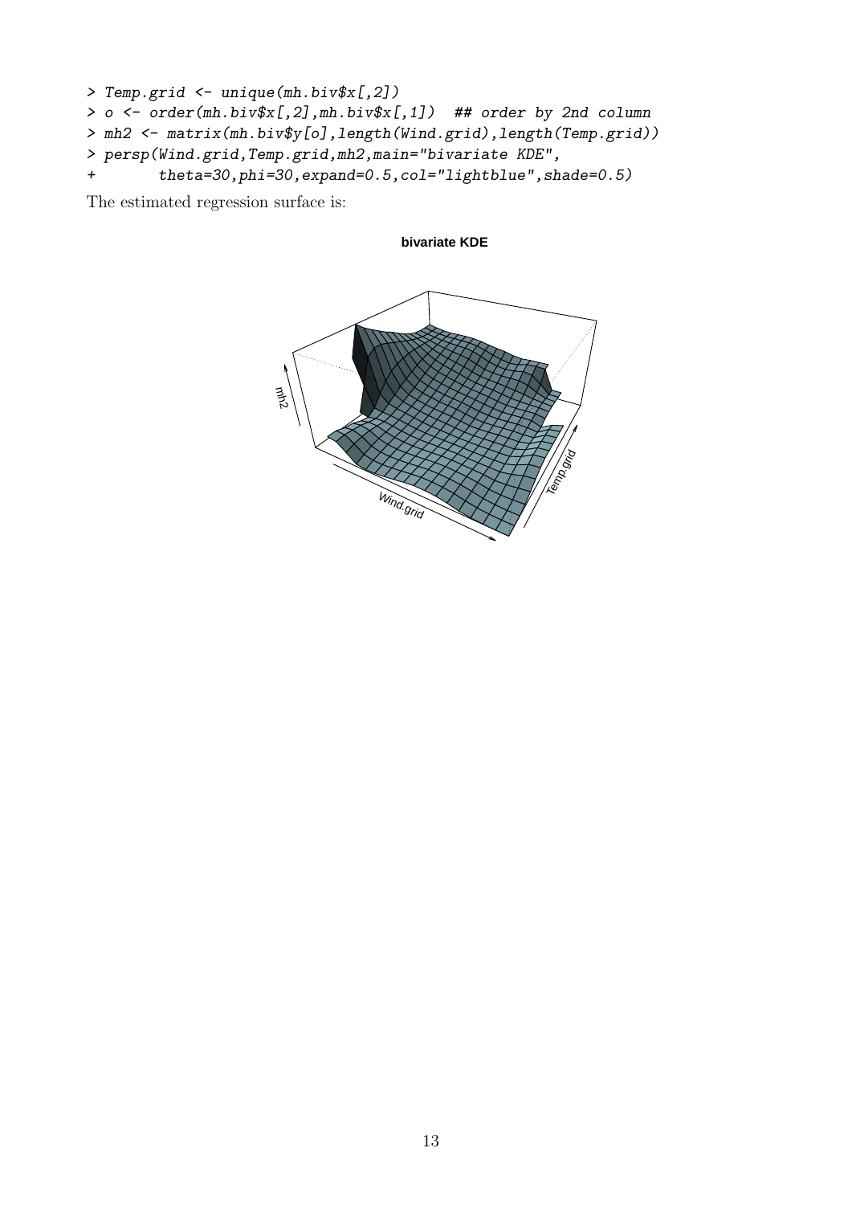```
> Temp.grid <- unique(mh.biv$x[,2])
> o <- order(mh.biv$x[,2],mh.biv$x[,1])  ## order by 2nd column
> mh2 <- matrix(mh.biv$y[o],length(Wind.grid),length(Temp.grid))
> persp(Wind.grid,Temp.grid,mh2,main="bivariate KDE",
+       theta=30,phi=30,expand=0.5,col="lightblue",shade=0.5)
```

The estimated regression surface is: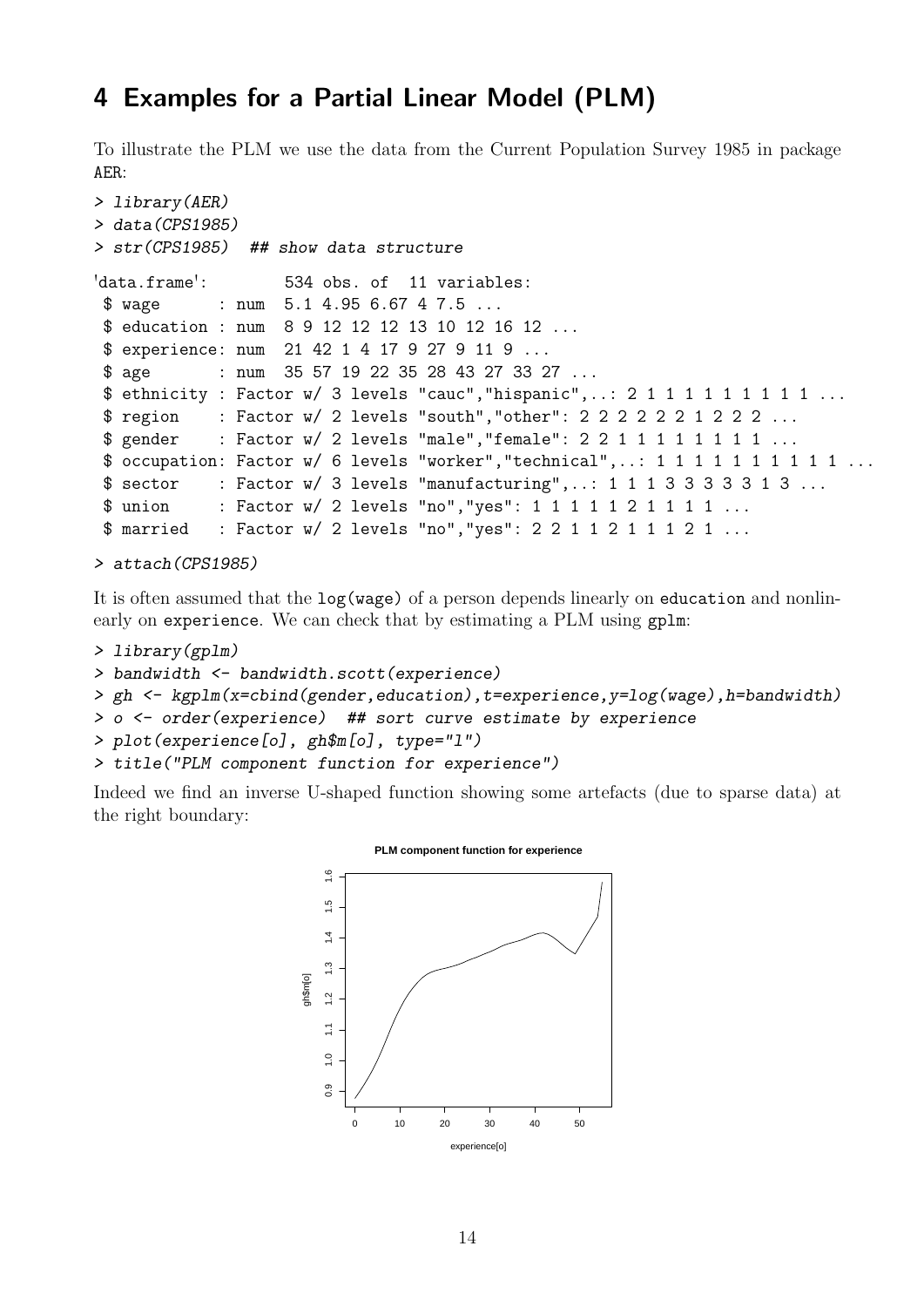## 4 Examples for a Partial Linear Model (PLM)

To illustrate the PLM we use the data from the Current Population Survey 1985 in package AER:

```
> library(AER)
> data(CPS1985)
> str(CPS1985)  ## show data structure

'data.frame':        534 obs. of  11 variables:
 $ wage      : num  5.1 4.95 6.67 4 7.5 ...
 $ education : num  8 9 12 12 12 13 10 12 16 12 ...
 $ experience: num  21 42 1 4 17 9 27 9 11 9 ...
 $ age       : num  35 57 19 22 35 28 43 27 33 27 ...
 $ ethnicity : Factor w/ 3 levels "cauc","hispanic",..: 2 1 1 1 1 1 1 1 1 1 ...
 $ region    : Factor w/ 2 levels "south","other": 2 2 2 2 2 2 1 2 2 2 ...
 $ gender    : Factor w/ 2 levels "male","female": 2 2 1 1 1 1 1 1 1 1 ...
 $ occupation: Factor w/ 6 levels "worker","technical",..: 1 1 1 1 1 1 1 1 1 1 ...
 $ sector    : Factor w/ 3 levels "manufacturing",..: 1 1 1 3 3 3 3 3 1 3 ...
 $ union     : Factor w/ 2 levels "no","yes": 1 1 1 1 1 2 1 1 1 1 ...
 $ married   : Factor w/ 2 levels "no","yes": 2 2 1 1 2 1 1 1 2 1 ...

> attach(CPS1985)
```

It is often assumed that the `log(wage)` of a person depends linearly on `education` and nonlinearly on `experience`. We can check that by estimating a PLM using `gplm`:

```
> library(gplm)
> bandwidth <- bandwidth.scott(experience)
> gh <- kgplm(x=cbind(gender,education),t=experience,y=log(wage),h=bandwidth)
> o <- order(experience)  ## sort curve estimate by experience
> plot(experience[o], gh$m[o], type="l")
> title("PLM component function for experience")
```

Indeed we find an inverse U-shaped function showing some artefacts (due to sparse data) at the right boundary: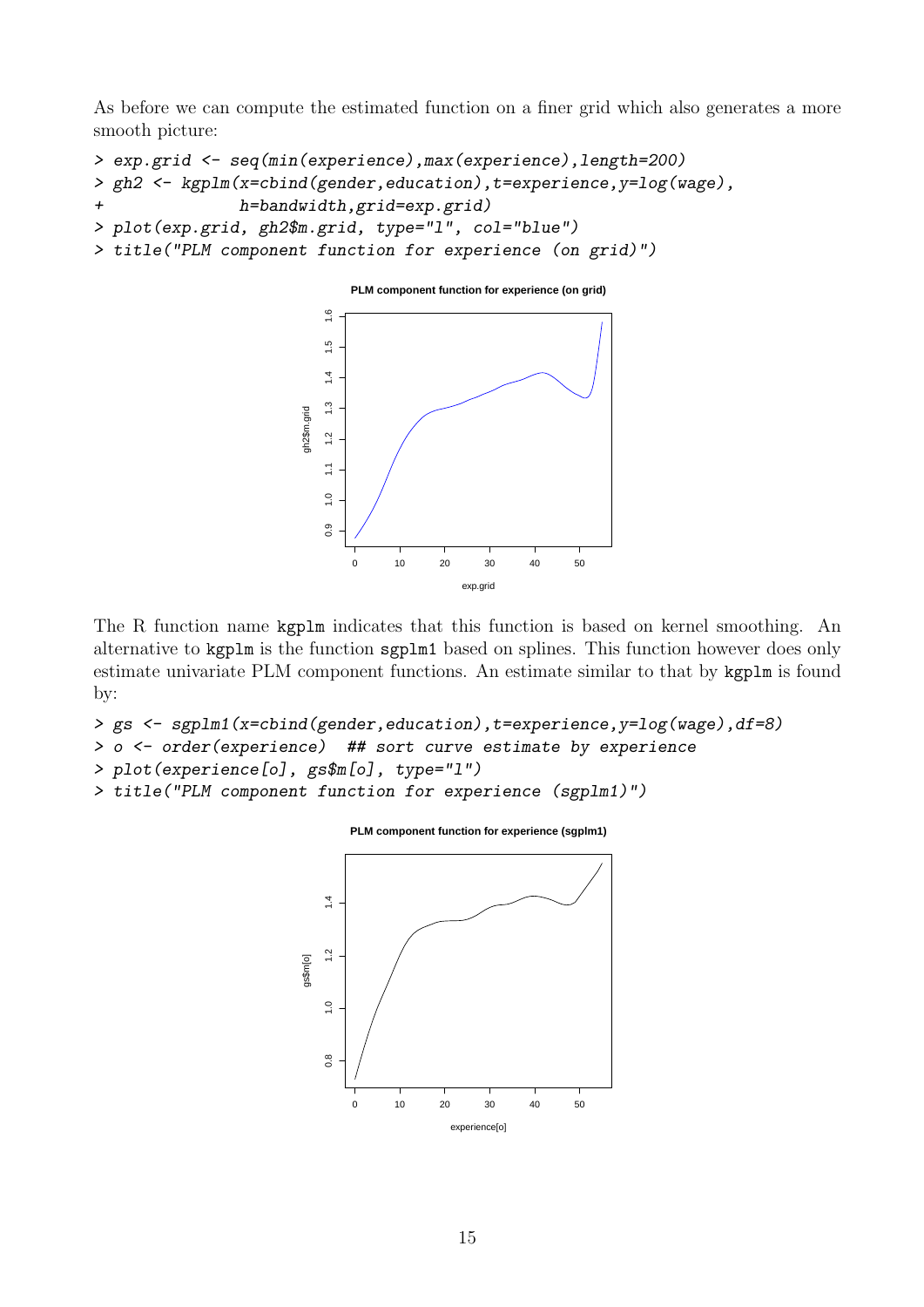As before we can compute the estimated function on a finer grid which also generates a more smooth picture:

```
> exp.grid <- seq(min(experience),max(experience),length=200)
> gh2 <- kgplm(x=cbind(gender,education),t=experience,y=log(wage),
+              h=bandwidth,grid=exp.grid)
> plot(exp.grid, gh2$m.grid, type="l", col="blue")
> title("PLM component function for experience (on grid)")
```

The R function name kgplm indicates that this function is based on kernel smoothing. An alternative to kgplm is the function sgplm1 based on splines. This function however does only estimate univariate PLM component functions. An estimate similar to that by kgplm is found by:

```
> gs <- sgplm1(x=cbind(gender,education),t=experience,y=log(wage),df=8)
> o <- order(experience)  ## sort curve estimate by experience
> plot(experience[o], gs$m[o], type="l")
> title("PLM component function for experience (sgplm1)")
```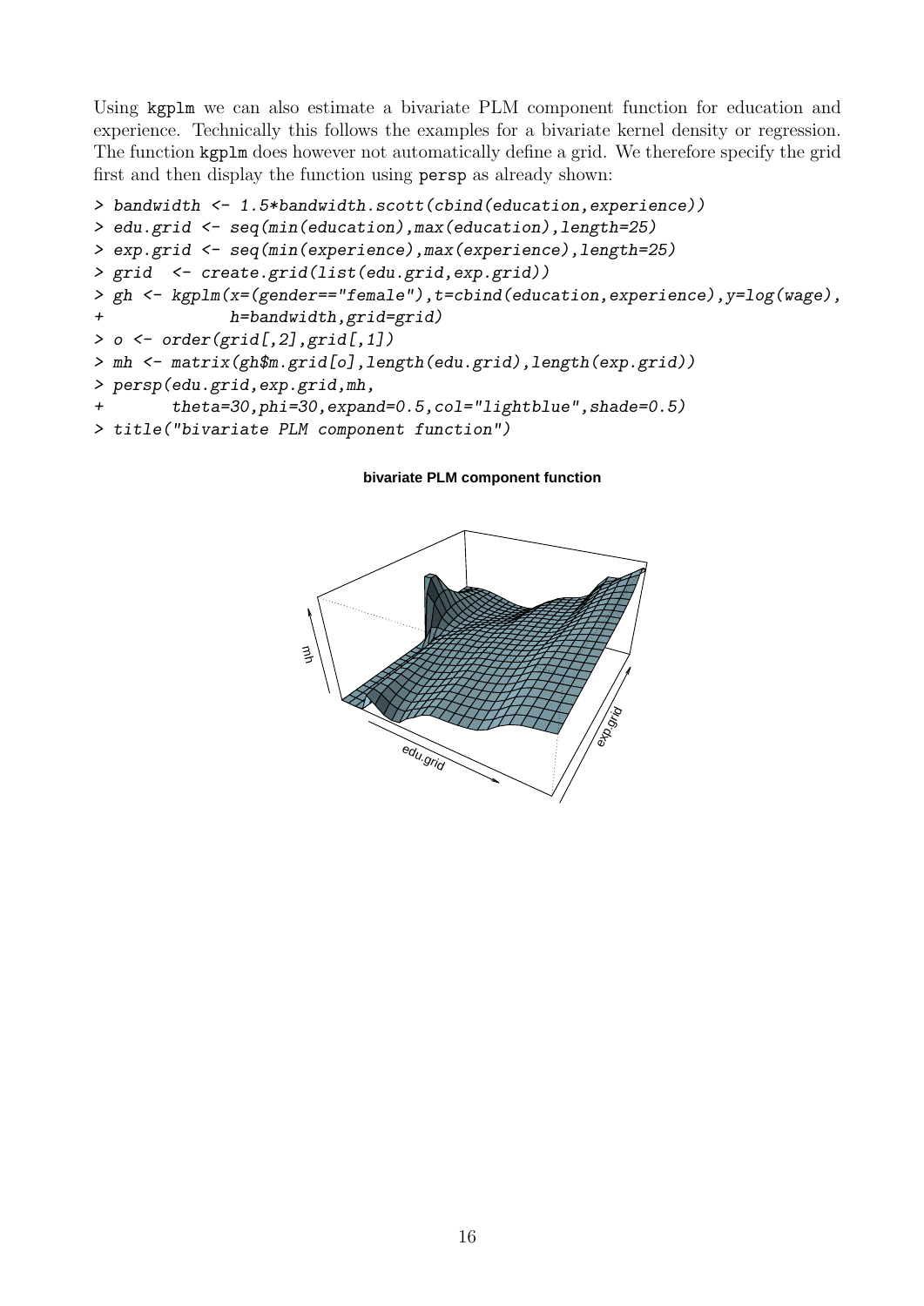Using kgplm we can also estimate a bivariate PLM component function for education and experience. Technically this follows the examples for a bivariate kernel density or regression. The function kgplm does however not automatically define a grid. We therefore specify the grid first and then display the function using persp as already shown:

```
> bandwidth <- 1.5*bandwidth.scott(cbind(education,experience))
> edu.grid <- seq(min(education),max(education),length=25)
> exp.grid <- seq(min(experience),max(experience),length=25)
> grid  <- create.grid(list(edu.grid,exp.grid))
> gh <- kgplm(x=(gender=="female"),t=cbind(education,experience),y=log(wage),
+             h=bandwidth,grid=grid)
> o <- order(grid[,2],grid[,1])
> mh <- matrix(gh$m.grid[o],length(edu.grid),length(exp.grid))
> persp(edu.grid,exp.grid,mh,
+       theta=30,phi=30,expand=0.5,col="lightblue",shade=0.5)
> title("bivariate PLM component function")
```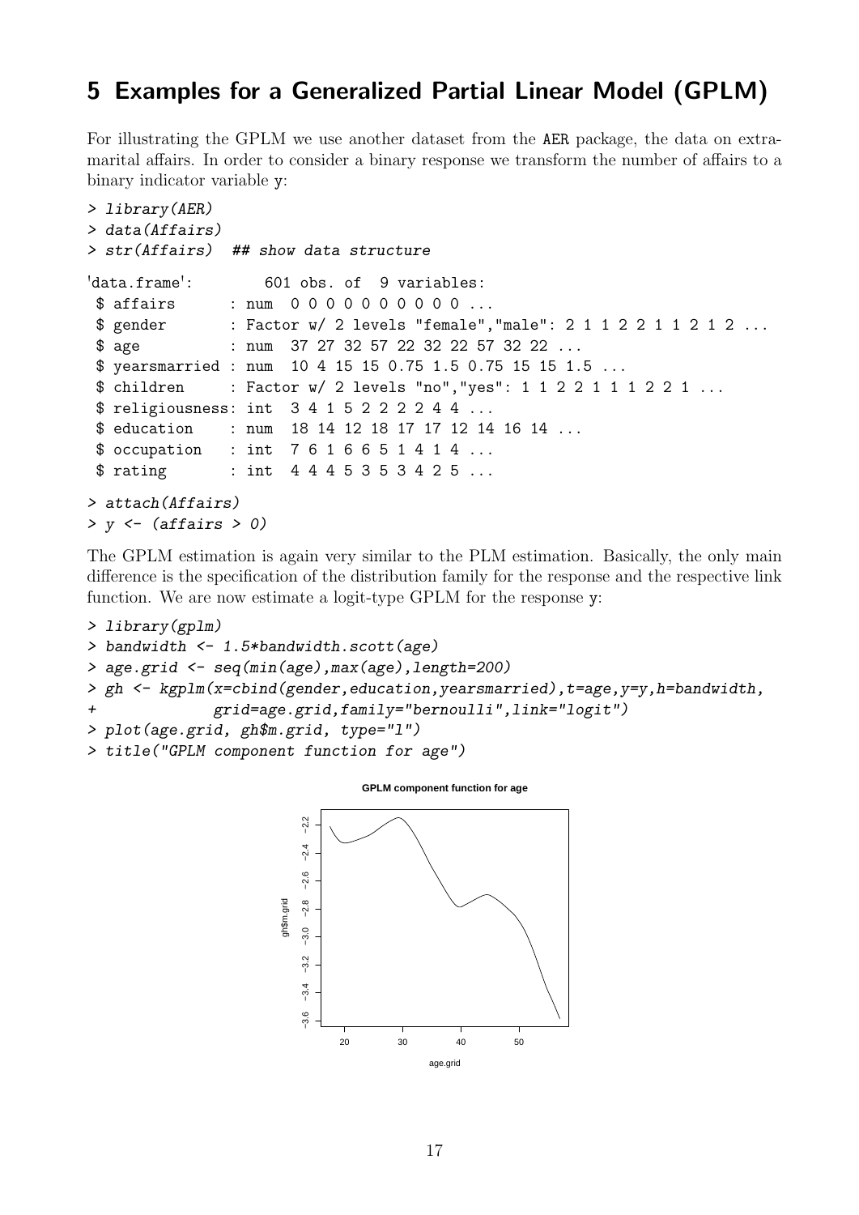## 5 Examples for a Generalized Partial Linear Model (GPLM)

For illustrating the GPLM we use another dataset from the AER package, the data on extramarital affairs. In order to consider a binary response we transform the number of affairs to a binary indicator variable y:

```
> library(AER)
> data(Affairs)
> str(Affairs)  ## show data structure

'data.frame':        601 obs. of  9 variables:
 $ affairs      : num  0 0 0 0 0 0 0 0 0 0 ...
 $ gender       : Factor w/ 2 levels "female","male": 2 1 1 2 2 1 1 2 1 2 ...
 $ age          : num  37 27 32 57 22 32 22 57 32 22 ...
 $ yearsmarried : num  10 4 15 15 0.75 1.5 0.75 15 15 1.5 ...
 $ children     : Factor w/ 2 levels "no","yes": 1 1 2 2 1 1 1 2 2 1 ...
 $ religiousness: int  3 4 1 5 2 2 2 2 4 4 ...
 $ education    : num  18 14 12 18 17 17 12 14 16 14 ...
 $ occupation   : int  7 6 1 6 6 5 1 4 1 4 ...
 $ rating       : int  4 4 4 5 3 5 3 4 2 5 ...

> attach(Affairs)
> y <- (affairs > 0)
```

The GPLM estimation is again very similar to the PLM estimation. Basically, the only main difference is the specification of the distribution family for the response and the respective link function. We are now estimate a logit-type GPLM for the response y:

```
> library(gplm)
> bandwidth <- 1.5*bandwidth.scott(age)
> age.grid <- seq(min(age),max(age),length=200)
> gh <- kgplm(x=cbind(gender,education,yearsmarried),t=age,y=y,h=bandwidth,
+             grid=age.grid,family="bernoulli",link="logit")
> plot(age.grid, gh$m.grid, type="l")
> title("GPLM component function for age")
```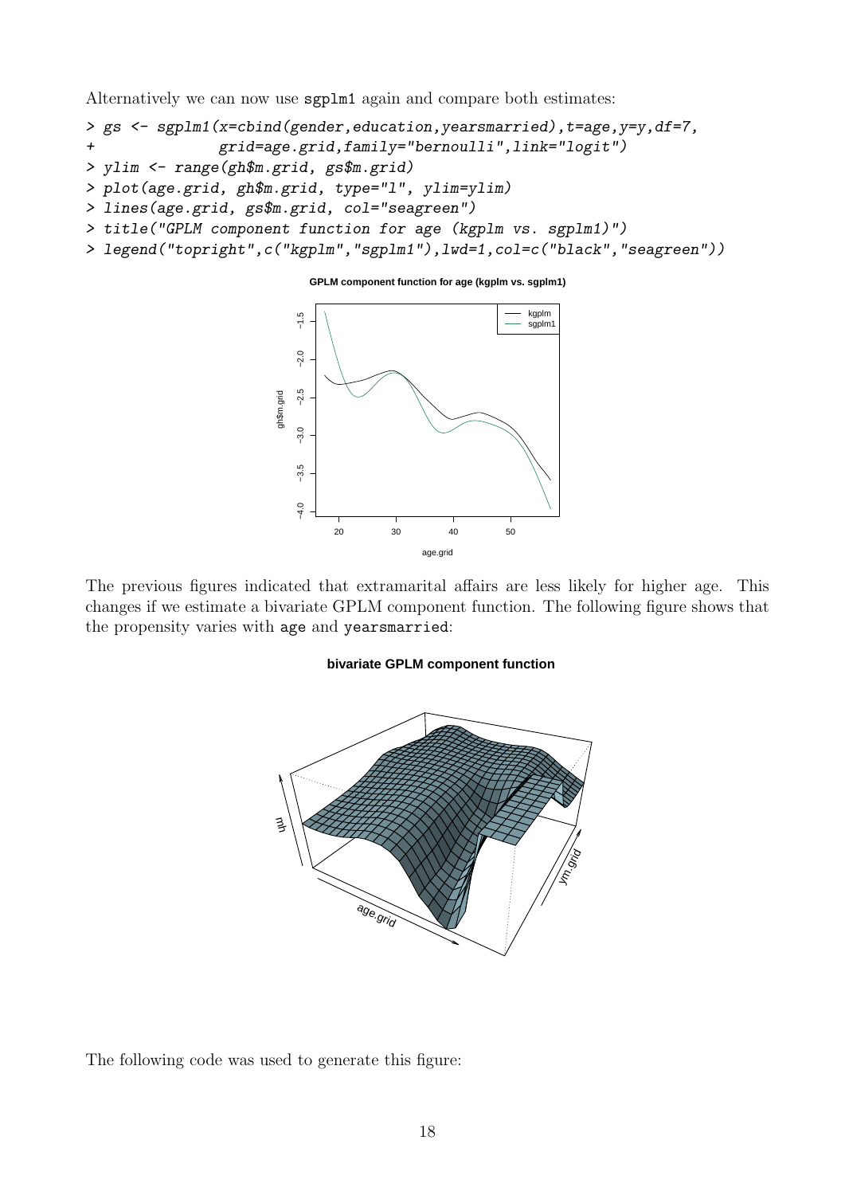Alternatively we can now use sgplm1 again and compare both estimates:

```
> gs <- sgplm1(x=cbind(gender,education,yearsmarried),t=age,y=y,df=7,
+              grid=age.grid,family="bernoulli",link="logit")
> ylim <- range(gh$m.grid, gs$m.grid)
> plot(age.grid, gh$m.grid, type="l", ylim=ylim)
> lines(age.grid, gs$m.grid, col="seagreen")
> title("GPLM component function for age (kgplm vs. sgplm1)")
> legend("topright",c("kgplm","sgplm1"),lwd=1,col=c("black","seagreen"))
```

The previous figures indicated that extramarital affairs are less likely for higher age. This changes if we estimate a bivariate GPLM component function. The following figure shows that the propensity varies with age and yearsmarried:

The following code was used to generate this figure: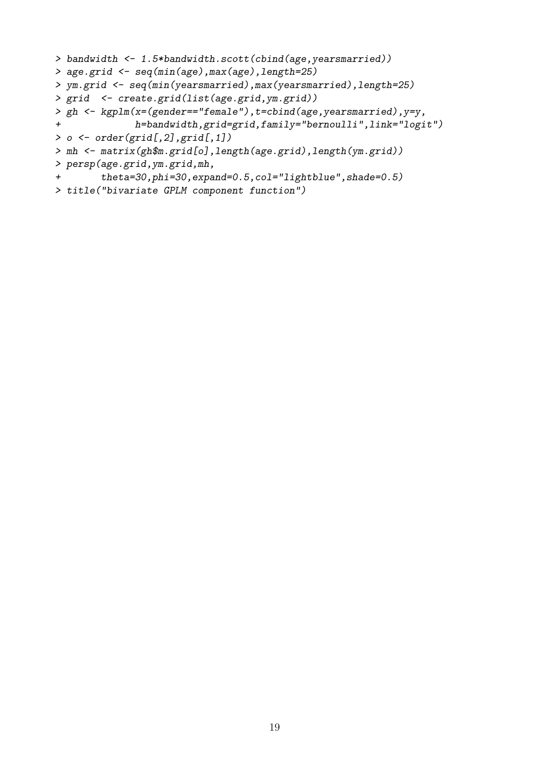```
> bandwidth <- 1.5*bandwidth.scott(cbind(age,yearsmarried))
> age.grid <- seq(min(age),max(age),length=25)
> ym.grid <- seq(min(yearsmarried),max(yearsmarried),length=25)
> grid  <- create.grid(list(age.grid,ym.grid))
> gh <- kgplm(x=(gender=="female"),t=cbind(age,yearsmarried),y=y,
+             h=bandwidth,grid=grid,family="bernoulli",link="logit")
> o <- order(grid[,2],grid[,1])
> mh <- matrix(gh$m.grid[o],length(age.grid),length(ym.grid))
> persp(age.grid,ym.grid,mh,
+       theta=30,phi=30,expand=0.5,col="lightblue",shade=0.5)
> title("bivariate GPLM component function")
```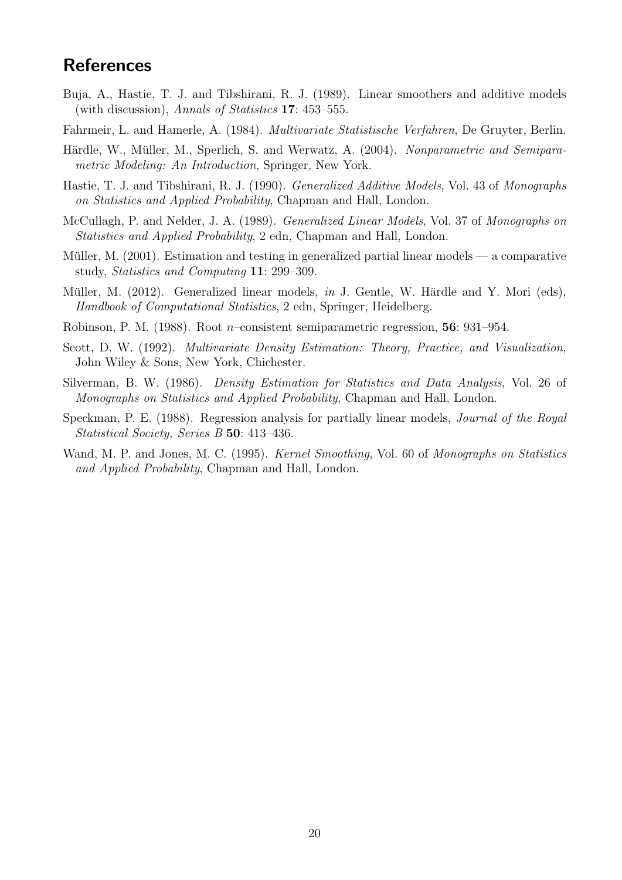## References

Buja, A., Hastie, T. J. and Tibshirani, R. J. (1989). Linear smoothers and additive models (with discussion), *Annals of Statistics* **17**: 453–555.

Fahrmeir, L. and Hamerle, A. (1984). *Multivariate Statistische Verfahren*, De Gruyter, Berlin.

Härdle, W., Müller, M., Sperlich, S. and Werwatz, A. (2004). *Nonparametric and Semiparametric Modeling: An Introduction*, Springer, New York.

Hastie, T. J. and Tibshirani, R. J. (1990). *Generalized Additive Models*, Vol. 43 of *Monographs on Statistics and Applied Probability*, Chapman and Hall, London.

McCullagh, P. and Nelder, J. A. (1989). *Generalized Linear Models*, Vol. 37 of *Monographs on Statistics and Applied Probability*, 2 edn, Chapman and Hall, London.

Müller, M. (2001). Estimation and testing in generalized partial linear models — a comparative study, *Statistics and Computing* **11**: 299–309.

Müller, M. (2012). Generalized linear models, *in* J. Gentle, W. Härdle and Y. Mori (eds), *Handbook of Computational Statistics*, 2 edn, Springer, Heidelberg.

Robinson, P. M. (1988). Root $n$–consistent semiparametric regression, **56**: 931–954.

Scott, D. W. (1992). *Multivariate Density Estimation: Theory, Practice, and Visualization*, John Wiley & Sons, New York, Chichester.

Silverman, B. W. (1986). *Density Estimation for Statistics and Data Analysis*, Vol. 26 of *Monographs on Statistics and Applied Probability*, Chapman and Hall, London.

Speckman, P. E. (1988). Regression analysis for partially linear models, *Journal of the Royal Statistical Society, Series B* **50**: 413–436.

Wand, M. P. and Jones, M. C. (1995). *Kernel Smoothing*, Vol. 60 of *Monographs on Statistics and Applied Probability*, Chapman and Hall, London.